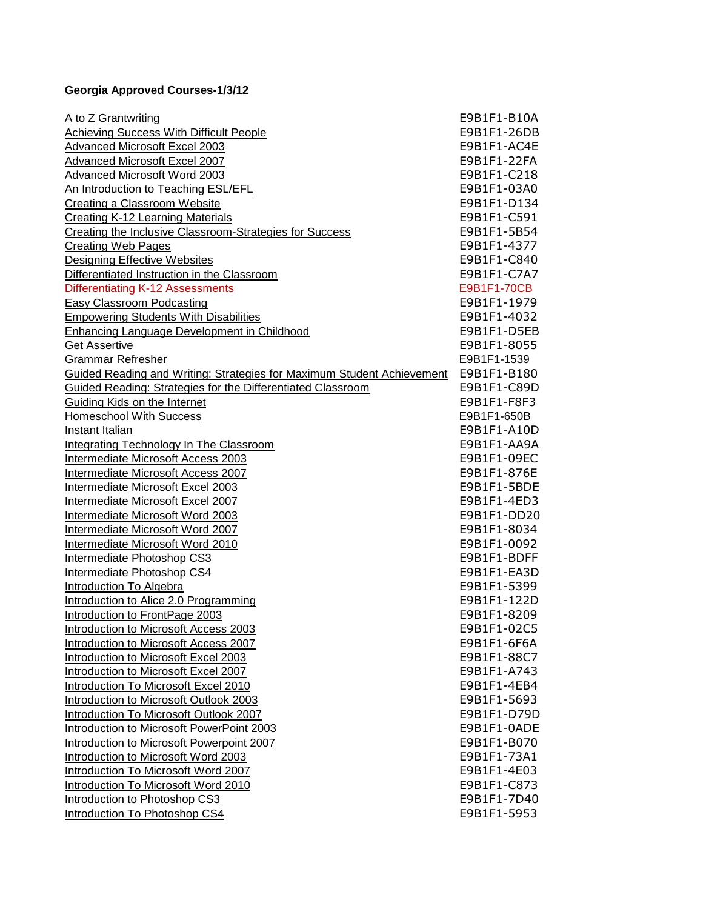**Georgia Approved Courses-1/3/12**

| Course | Code |
|---|---|
| A to Z Grantwriting | E9B1F1-B10A |
| Achieving Success With Difficult People | E9B1F1-26DB |
| Advanced Microsoft Excel 2003 | E9B1F1-AC4E |
| Advanced Microsoft Excel 2007 | E9B1F1-22FA |
| Advanced Microsoft Word 2003 | E9B1F1-C218 |
| An Introduction to Teaching ESL/EFL | E9B1F1-03A0 |
| Creating a Classroom Website | E9B1F1-D134 |
| Creating K-12 Learning Materials | E9B1F1-C591 |
| Creating the Inclusive Classroom-Strategies for Success | E9B1F1-5B54 |
| Creating Web Pages | E9B1F1-4377 |
| Designing Effective Websites | E9B1F1-C840 |
| Differentiated Instruction in the Classroom | E9B1F1-C7A7 |
| Differentiating K-12 Assessments | E9B1F1-70CB |
| Easy Classroom Podcasting | E9B1F1-1979 |
| Empowering Students With Disabilities | E9B1F1-4032 |
| Enhancing Language Development in Childhood | E9B1F1-D5EB |
| Get Assertive | E9B1F1-8055 |
| Grammar Refresher | E9B1F1-1539 |
| Guided Reading and Writing: Strategies for Maximum Student Achievement | E9B1F1-B180 |
| Guided Reading: Strategies for the Differentiated Classroom | E9B1F1-C89D |
| Guiding Kids on the Internet | E9B1F1-F8F3 |
| Homeschool With Success | E9B1F1-650B |
| Instant Italian | E9B1F1-A10D |
| Integrating Technology In The Classroom | E9B1F1-AA9A |
| Intermediate Microsoft Access 2003 | E9B1F1-09EC |
| Intermediate Microsoft Access 2007 | E9B1F1-876E |
| Intermediate Microsoft Excel 2003 | E9B1F1-5BDE |
| Intermediate Microsoft Excel 2007 | E9B1F1-4ED3 |
| Intermediate Microsoft Word 2003 | E9B1F1-DD20 |
| Intermediate Microsoft Word 2007 | E9B1F1-8034 |
| Intermediate Microsoft Word 2010 | E9B1F1-0092 |
| Intermediate Photoshop CS3 | E9B1F1-BDFF |
| Intermediate Photoshop CS4 | E9B1F1-EA3D |
| Introduction To Algebra | E9B1F1-5399 |
| Introduction to Alice 2.0 Programming | E9B1F1-122D |
| Introduction to FrontPage 2003 | E9B1F1-8209 |
| Introduction to Microsoft Access 2003 | E9B1F1-02C5 |
| Introduction to Microsoft Access 2007 | E9B1F1-6F6A |
| Introduction to Microsoft Excel 2003 | E9B1F1-88C7 |
| Introduction to Microsoft Excel 2007 | E9B1F1-A743 |
| Introduction To Microsoft Excel 2010 | E9B1F1-4EB4 |
| Introduction to Microsoft Outlook 2003 | E9B1F1-5693 |
| Introduction To Microsoft Outlook 2007 | E9B1F1-D79D |
| Introduction to Microsoft PowerPoint 2003 | E9B1F1-0ADE |
| Introduction to Microsoft Powerpoint 2007 | E9B1F1-B070 |
| Introduction to Microsoft Word 2003 | E9B1F1-73A1 |
| Introduction To Microsoft Word 2007 | E9B1F1-4E03 |
| Introduction To Microsoft Word 2010 | E9B1F1-C873 |
| Introduction to Photoshop CS3 | E9B1F1-7D40 |
| Introduction To Photoshop CS4 | E9B1F1-5953 |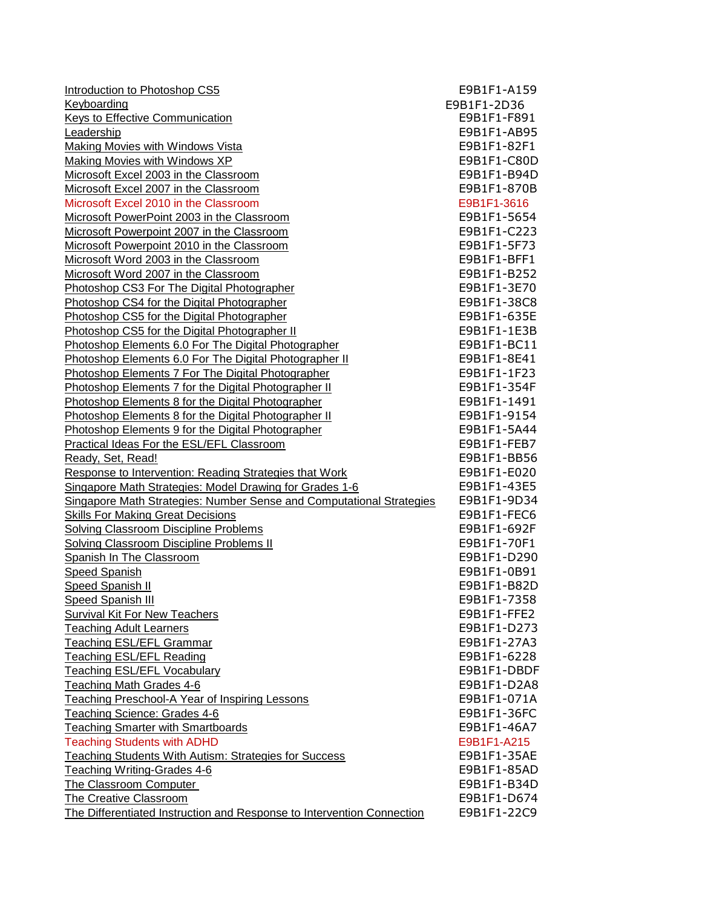| | |
|---|---|
| Introduction to Photoshop CS5 | E9B1F1-A159 |
| Keyboarding | E9B1F1-2D36 |
| Keys to Effective Communication | E9B1F1-F891 |
| Leadership | E9B1F1-AB95 |
| Making Movies with Windows Vista | E9B1F1-82F1 |
| Making Movies with Windows XP | E9B1F1-C80D |
| Microsoft Excel 2003 in the Classroom | E9B1F1-B94D |
| Microsoft Excel 2007 in the Classroom | E9B1F1-870B |
| Microsoft Excel 2010 in the Classroom | E9B1F1-3616 |
| Microsoft PowerPoint 2003 in the Classroom | E9B1F1-5654 |
| Microsoft Powerpoint 2007 in the Classroom | E9B1F1-C223 |
| Microsoft Powerpoint 2010 in the Classroom | E9B1F1-5F73 |
| Microsoft Word 2003 in the Classroom | E9B1F1-BFF1 |
| Microsoft Word 2007 in the Classroom | E9B1F1-B252 |
| Photoshop CS3 For The Digital Photographer | E9B1F1-3E70 |
| Photoshop CS4 for the Digital Photographer | E9B1F1-38C8 |
| Photoshop CS5 for the Digital Photographer | E9B1F1-635E |
| Photoshop CS5 for the Digital Photographer II | E9B1F1-1E3B |
| Photoshop Elements 6.0 For The Digital Photographer | E9B1F1-BC11 |
| Photoshop Elements 6.0 For The Digital Photographer II | E9B1F1-8E41 |
| Photoshop Elements 7 For The Digital Photographer | E9B1F1-1F23 |
| Photoshop Elements 7 for the Digital Photographer II | E9B1F1-354F |
| Photoshop Elements 8 for the Digital Photographer | E9B1F1-1491 |
| Photoshop Elements 8 for the Digital Photographer II | E9B1F1-9154 |
| Photoshop Elements 9 for the Digital Photographer | E9B1F1-5A44 |
| Practical Ideas For the ESL/EFL Classroom | E9B1F1-FEB7 |
| Ready, Set, Read! | E9B1F1-BB56 |
| Response to Intervention: Reading Strategies that Work | E9B1F1-E020 |
| Singapore Math Strategies: Model Drawing for Grades 1-6 | E9B1F1-43E5 |
| Singapore Math Strategies: Number Sense and Computational Strategies | E9B1F1-9D34 |
| Skills For Making Great Decisions | E9B1F1-FEC6 |
| Solving Classroom Discipline Problems | E9B1F1-692F |
| Solving Classroom Discipline Problems II | E9B1F1-70F1 |
| Spanish In The Classroom | E9B1F1-D290 |
| Speed Spanish | E9B1F1-0B91 |
| Speed Spanish II | E9B1F1-B82D |
| Speed Spanish III | E9B1F1-7358 |
| Survival Kit For New Teachers | E9B1F1-FFE2 |
| Teaching Adult Learners | E9B1F1-D273 |
| Teaching ESL/EFL Grammar | E9B1F1-27A3 |
| Teaching ESL/EFL Reading | E9B1F1-6228 |
| Teaching ESL/EFL Vocabulary | E9B1F1-DBDF |
| Teaching Math Grades 4-6 | E9B1F1-D2A8 |
| Teaching Preschool-A Year of Inspiring Lessons | E9B1F1-071A |
| Teaching Science: Grades 4-6 | E9B1F1-36FC |
| Teaching Smarter with Smartboards | E9B1F1-46A7 |
| Teaching Students with ADHD | E9B1F1-A215 |
| Teaching Students With Autism: Strategies for Success | E9B1F1-35AE |
| Teaching Writing-Grades 4-6 | E9B1F1-85AD |
| The Classroom Computer | E9B1F1-B34D |
| The Creative Classroom | E9B1F1-D674 |
| The Differentiated Instruction and Response to Intervention Connection | E9B1F1-22C9 |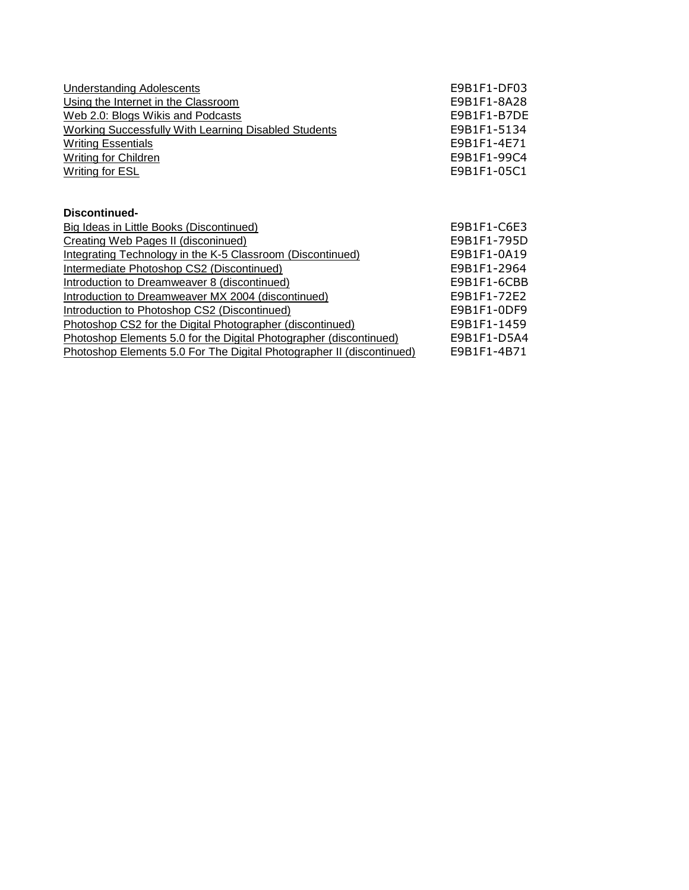| | |
|---|---|
| Understanding Adolescents | E9B1F1-DF03 |
| Using the Internet in the Classroom | E9B1F1-8A28 |
| Web 2.0: Blogs Wikis and Podcasts | E9B1F1-B7DE |
| Working Successfully With Learning Disabled Students | E9B1F1-5134 |
| Writing Essentials | E9B1F1-4E71 |
| Writing for Children | E9B1F1-99C4 |
| Writing for ESL | E9B1F1-05C1 |

**Discontinued-**

| | |
|---|---|
| Big Ideas in Little Books (Discontinued) | E9B1F1-C6E3 |
| Creating Web Pages II (disconinued) | E9B1F1-795D |
| Integrating Technology in the K-5 Classroom (Discontinued) | E9B1F1-0A19 |
| Intermediate Photoshop CS2 (Discontinued) | E9B1F1-2964 |
| Introduction to Dreamweaver 8 (discontinued) | E9B1F1-6CBB |
| Introduction to Dreamweaver MX 2004 (discontinued) | E9B1F1-72E2 |
| Introduction to Photoshop CS2 (Discontinued) | E9B1F1-0DF9 |
| Photoshop CS2 for the Digital Photographer (discontinued) | E9B1F1-1459 |
| Photoshop Elements 5.0 for the Digital Photographer (discontinued) | E9B1F1-D5A4 |
| Photoshop Elements 5.0 For The Digital Photographer II (discontinued) | E9B1F1-4B71 |